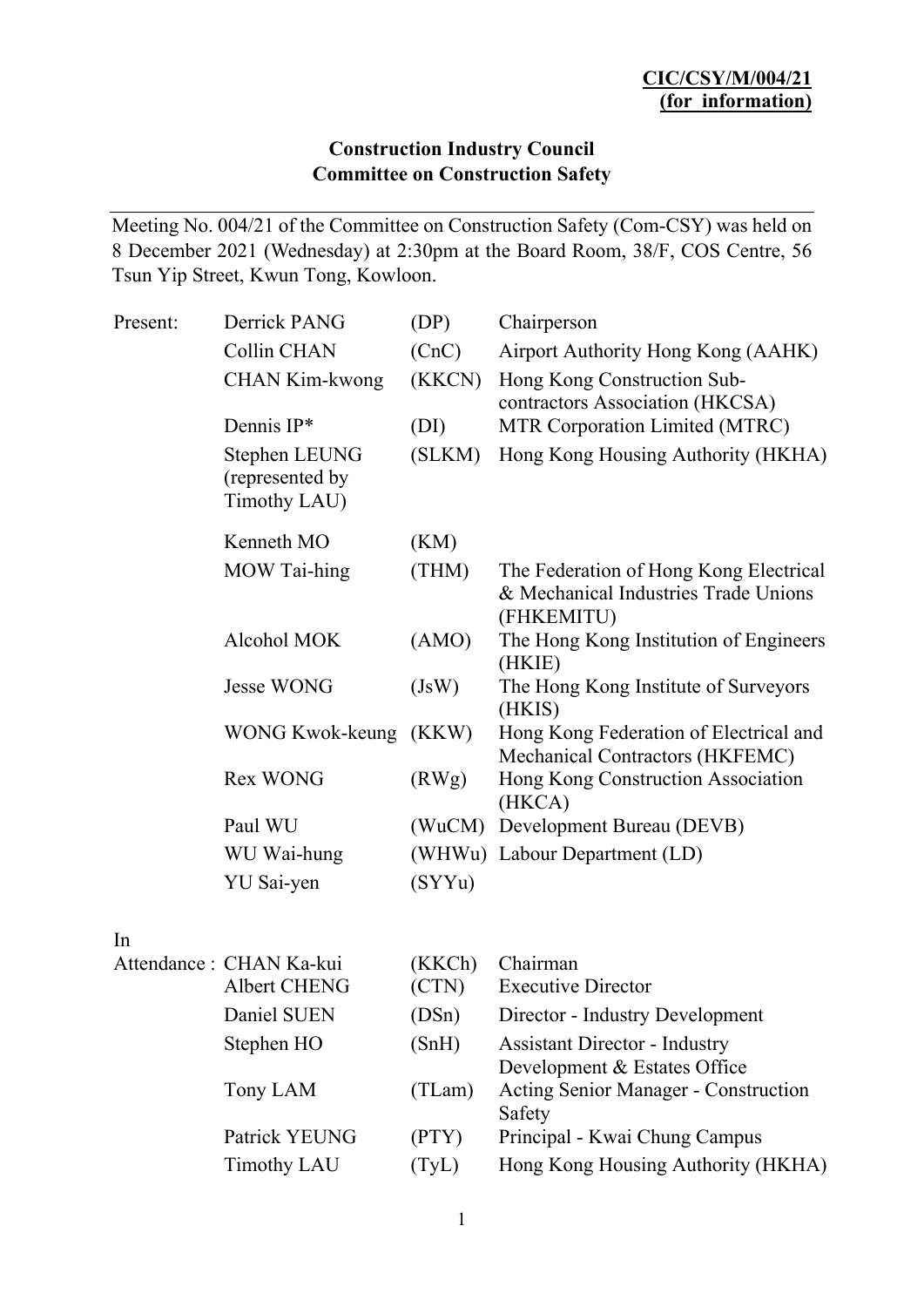**CIC/CSY/M/004/21**
**(for information)**

**Construction Industry Council**
**Committee on Construction Safety**

---

Meeting No. 004/21 of the Committee on Construction Safety (Com-CSY) was held on 8 December 2021 (Wednesday) at 2:30pm at the Board Room, 38/F, COS Centre, 56 Tsun Yip Street, Kwun Tong, Kowloon.

| | | | |
|---|---|---|---|
| Present: | Derrick PANG | (DP) | Chairperson |
| | Collin CHAN | (CnC) | Airport Authority Hong Kong (AAHK) |
| | CHAN Kim-kwong | (KKCN) | Hong Kong Construction Sub-contractors Association (HKCSA) |
| | Dennis IP* | (DI) | MTR Corporation Limited (MTRC) |
| | Stephen LEUNG (represented by Timothy LAU) | (SLKM) | Hong Kong Housing Authority (HKHA) |
| | Kenneth MO | (KM) | |
| | MOW Tai-hing | (THM) | The Federation of Hong Kong Electrical & Mechanical Industries Trade Unions (FHKEMITU) |
| | Alcohol MOK | (AMO) | The Hong Kong Institution of Engineers (HKIE) |
| | Jesse WONG | (JsW) | The Hong Kong Institute of Surveyors (HKIS) |
| | WONG Kwok-keung | (KKW) | Hong Kong Federation of Electrical and Mechanical Contractors (HKFEMC) |
| | Rex WONG | (RWg) | Hong Kong Construction Association (HKCA) |
| | Paul WU | (WuCM) | Development Bureau (DEVB) |
| | WU Wai-hung | (WHWu) | Labour Department (LD) |
| | YU Sai-yen | (SYYu) | |
| In Attendance : | CHAN Ka-kui | (KKCh) | Chairman |
| | Albert CHENG | (CTN) | Executive Director |
| | Daniel SUEN | (DSn) | Director - Industry Development |
| | Stephen HO | (SnH) | Assistant Director - Industry Development & Estates Office |
| | Tony LAM | (TLam) | Acting Senior Manager - Construction Safety |
| | Patrick YEUNG | (PTY) | Principal - Kwai Chung Campus |
| | Timothy LAU | (TyL) | Hong Kong Housing Authority (HKHA) |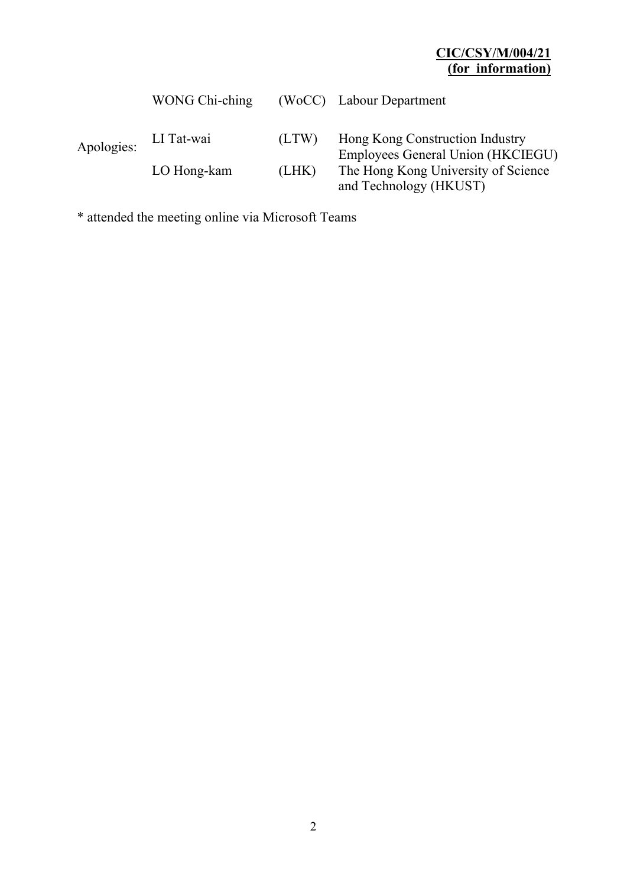**CIC/CSY/M/004/21**
**(for information)**

| | | | |
|---|---|---|---|
| | WONG Chi-ching | (WoCC) | Labour Department |
| Apologies: | LI Tat-wai | (LTW) | Hong Kong Construction Industry Employees General Union (HKCIEGU) |
| | LO Hong-kam | (LHK) | The Hong Kong University of Science and Technology (HKUST) |

* attended the meeting online via Microsoft Teams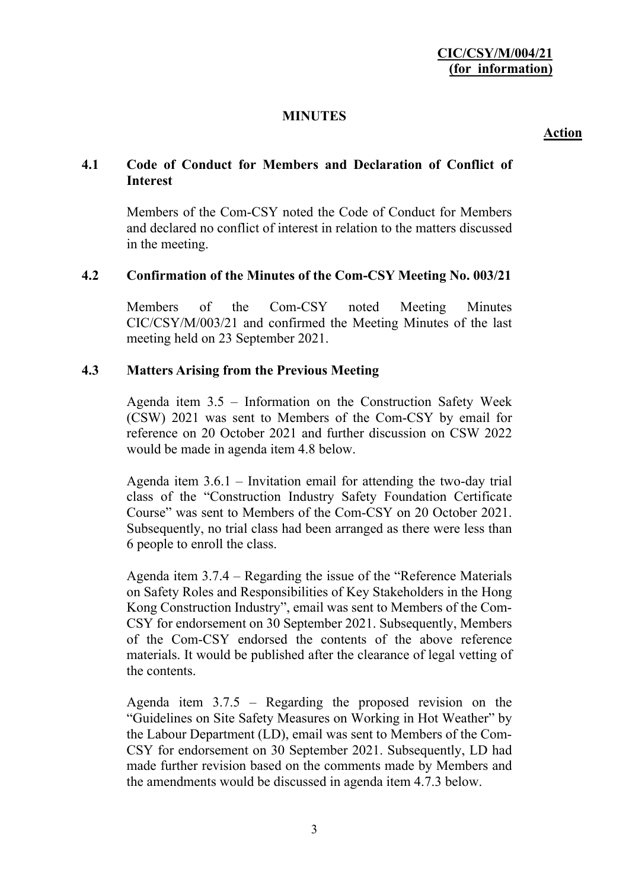**CIC/CSY/M/004/21**
**(for information)**

## MINUTES

**Action**

### 4.1 Code of Conduct for Members and Declaration of Conflict of Interest

Members of the Com-CSY noted the Code of Conduct for Members and declared no conflict of interest in relation to the matters discussed in the meeting.

### 4.2 Confirmation of the Minutes of the Com-CSY Meeting No. 003/21

Members of the Com-CSY noted Meeting Minutes CIC/CSY/M/003/21 and confirmed the Meeting Minutes of the last meeting held on 23 September 2021.

### 4.3 Matters Arising from the Previous Meeting

Agenda item 3.5 – Information on the Construction Safety Week (CSW) 2021 was sent to Members of the Com-CSY by email for reference on 20 October 2021 and further discussion on CSW 2022 would be made in agenda item 4.8 below.

Agenda item 3.6.1 – Invitation email for attending the two-day trial class of the "Construction Industry Safety Foundation Certificate Course" was sent to Members of the Com-CSY on 20 October 2021. Subsequently, no trial class had been arranged as there were less than 6 people to enroll the class.

Agenda item 3.7.4 – Regarding the issue of the "Reference Materials on Safety Roles and Responsibilities of Key Stakeholders in the Hong Kong Construction Industry", email was sent to Members of the Com-CSY for endorsement on 30 September 2021. Subsequently, Members of the Com-CSY endorsed the contents of the above reference materials. It would be published after the clearance of legal vetting of the contents.

Agenda item 3.7.5 – Regarding the proposed revision on the "Guidelines on Site Safety Measures on Working in Hot Weather" by the Labour Department (LD), email was sent to Members of the Com-CSY for endorsement on 30 September 2021. Subsequently, LD had made further revision based on the comments made by Members and the amendments would be discussed in agenda item 4.7.3 below.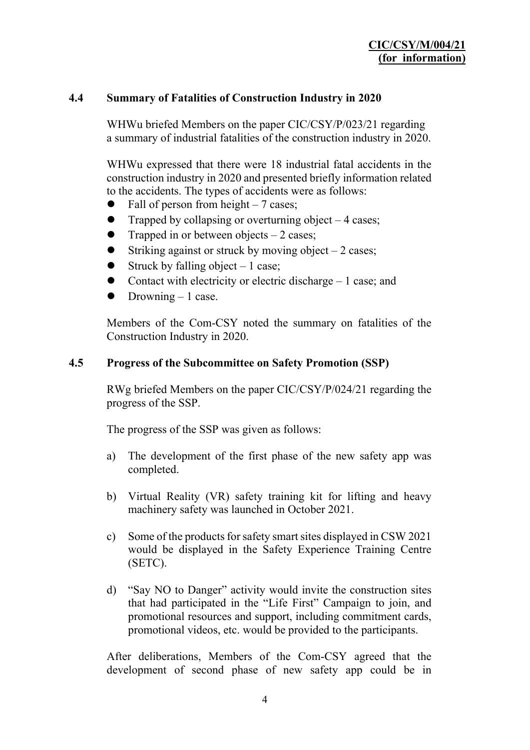**CIC/CSY/M/004/21**
**(for information)**

### 4.4 Summary of Fatalities of Construction Industry in 2020

WHWu briefed Members on the paper CIC/CSY/P/023/21 regarding a summary of industrial fatalities of the construction industry in 2020.

WHWu expressed that there were 18 industrial fatal accidents in the construction industry in 2020 and presented briefly information related to the accidents. The types of accidents were as follows:

- Fall of person from height – 7 cases;
- Trapped by collapsing or overturning object – 4 cases;
- Trapped in or between objects – 2 cases;
- Striking against or struck by moving object – 2 cases;
- Struck by falling object – 1 case;
- Contact with electricity or electric discharge – 1 case; and
- Drowning – 1 case.

Members of the Com-CSY noted the summary on fatalities of the Construction Industry in 2020.

### 4.5 Progress of the Subcommittee on Safety Promotion (SSP)

RWg briefed Members on the paper CIC/CSY/P/024/21 regarding the progress of the SSP.

The progress of the SSP was given as follows:

a) The development of the first phase of the new safety app was completed.

b) Virtual Reality (VR) safety training kit for lifting and heavy machinery safety was launched in October 2021.

c) Some of the products for safety smart sites displayed in CSW 2021 would be displayed in the Safety Experience Training Centre (SETC).

d) "Say NO to Danger" activity would invite the construction sites that had participated in the "Life First" Campaign to join, and promotional resources and support, including commitment cards, promotional videos, etc. would be provided to the participants.

After deliberations, Members of the Com-CSY agreed that the development of second phase of new safety app could be in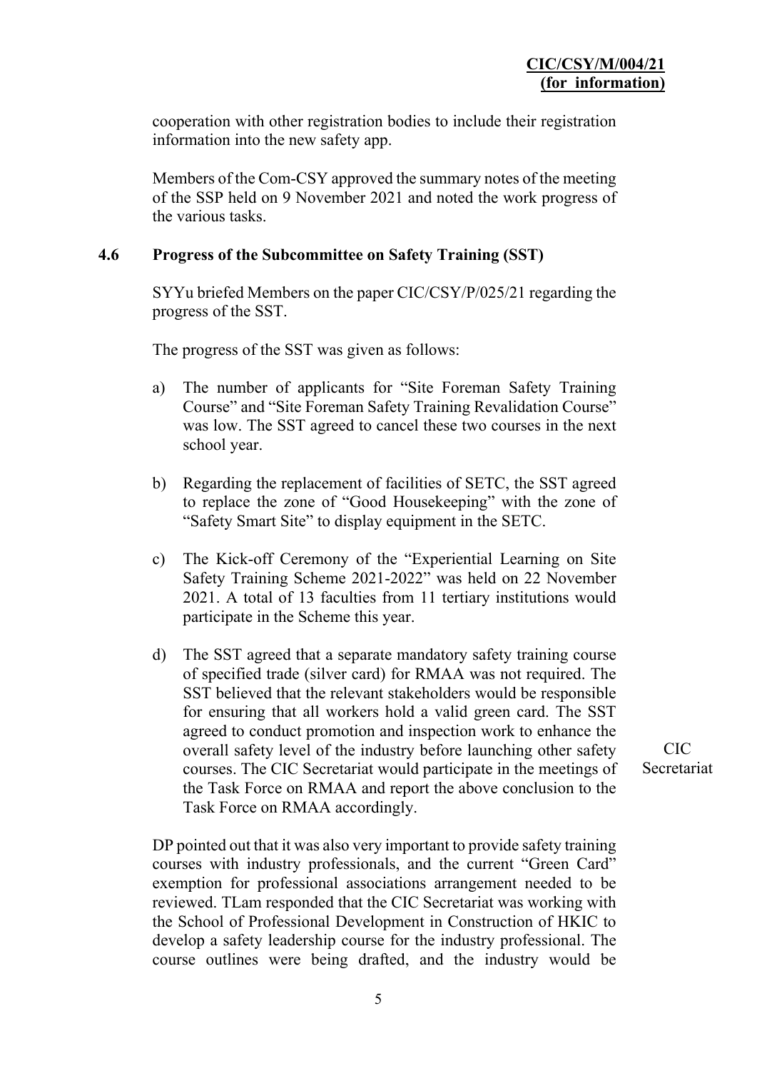cooperation with other registration bodies to include their registration information into the new safety app.

Members of the Com-CSY approved the summary notes of the meeting of the SSP held on 9 November 2021 and noted the work progress of the various tasks.

### 4.6 Progress of the Subcommittee on Safety Training (SST)

SYYu briefed Members on the paper CIC/CSY/P/025/21 regarding the progress of the SST.

The progress of the SST was given as follows:

a) The number of applicants for "Site Foreman Safety Training Course" and "Site Foreman Safety Training Revalidation Course" was low. The SST agreed to cancel these two courses in the next school year.

b) Regarding the replacement of facilities of SETC, the SST agreed to replace the zone of "Good Housekeeping" with the zone of "Safety Smart Site" to display equipment in the SETC.

c) The Kick-off Ceremony of the "Experiential Learning on Site Safety Training Scheme 2021-2022" was held on 22 November 2021. A total of 13 faculties from 11 tertiary institutions would participate in the Scheme this year.

d) The SST agreed that a separate mandatory safety training course of specified trade (silver card) for RMAA was not required. The SST believed that the relevant stakeholders would be responsible for ensuring that all workers hold a valid green card. The SST agreed to conduct promotion and inspection work to enhance the overall safety level of the industry before launching other safety courses. The CIC Secretariat would participate in the meetings of the Task Force on RMAA and report the above conclusion to the Task Force on RMAA accordingly. **CIC Secretariat**

DP pointed out that it was also very important to provide safety training courses with industry professionals, and the current "Green Card" exemption for professional associations arrangement needed to be reviewed. TLam responded that the CIC Secretariat was working with the School of Professional Development in Construction of HKIC to develop a safety leadership course for the industry professional. The course outlines were being drafted, and the industry would be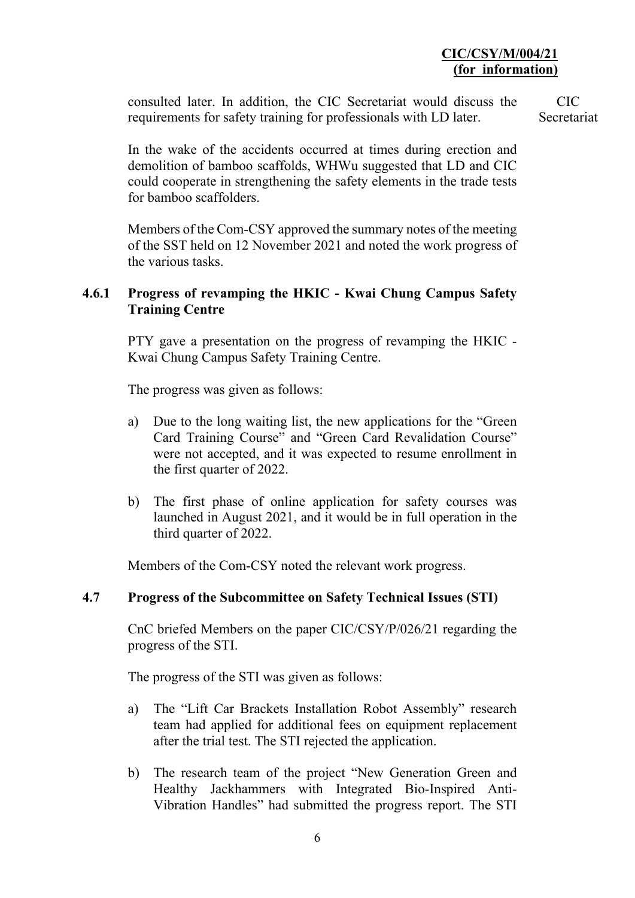consulted later. In addition, the CIC Secretariat would discuss the requirements for safety training for professionals with LD later. CIC Secretariat

In the wake of the accidents occurred at times during erection and demolition of bamboo scaffolds, WHWu suggested that LD and CIC could cooperate in strengthening the safety elements in the trade tests for bamboo scaffolders.

Members of the Com-CSY approved the summary notes of the meeting of the SST held on 12 November 2021 and noted the work progress of the various tasks.

**4.6.1 Progress of revamping the HKIC - Kwai Chung Campus Safety Training Centre**

PTY gave a presentation on the progress of revamping the HKIC - Kwai Chung Campus Safety Training Centre.

The progress was given as follows:

a) Due to the long waiting list, the new applications for the "Green Card Training Course" and "Green Card Revalidation Course" were not accepted, and it was expected to resume enrollment in the first quarter of 2022.

b) The first phase of online application for safety courses was launched in August 2021, and it would be in full operation in the third quarter of 2022.

Members of the Com-CSY noted the relevant work progress.

**4.7 Progress of the Subcommittee on Safety Technical Issues (STI)**

CnC briefed Members on the paper CIC/CSY/P/026/21 regarding the progress of the STI.

The progress of the STI was given as follows:

a) The "Lift Car Brackets Installation Robot Assembly" research team had applied for additional fees on equipment replacement after the trial test. The STI rejected the application.

b) The research team of the project "New Generation Green and Healthy Jackhammers with Integrated Bio-Inspired Anti-Vibration Handles" had submitted the progress report. The STI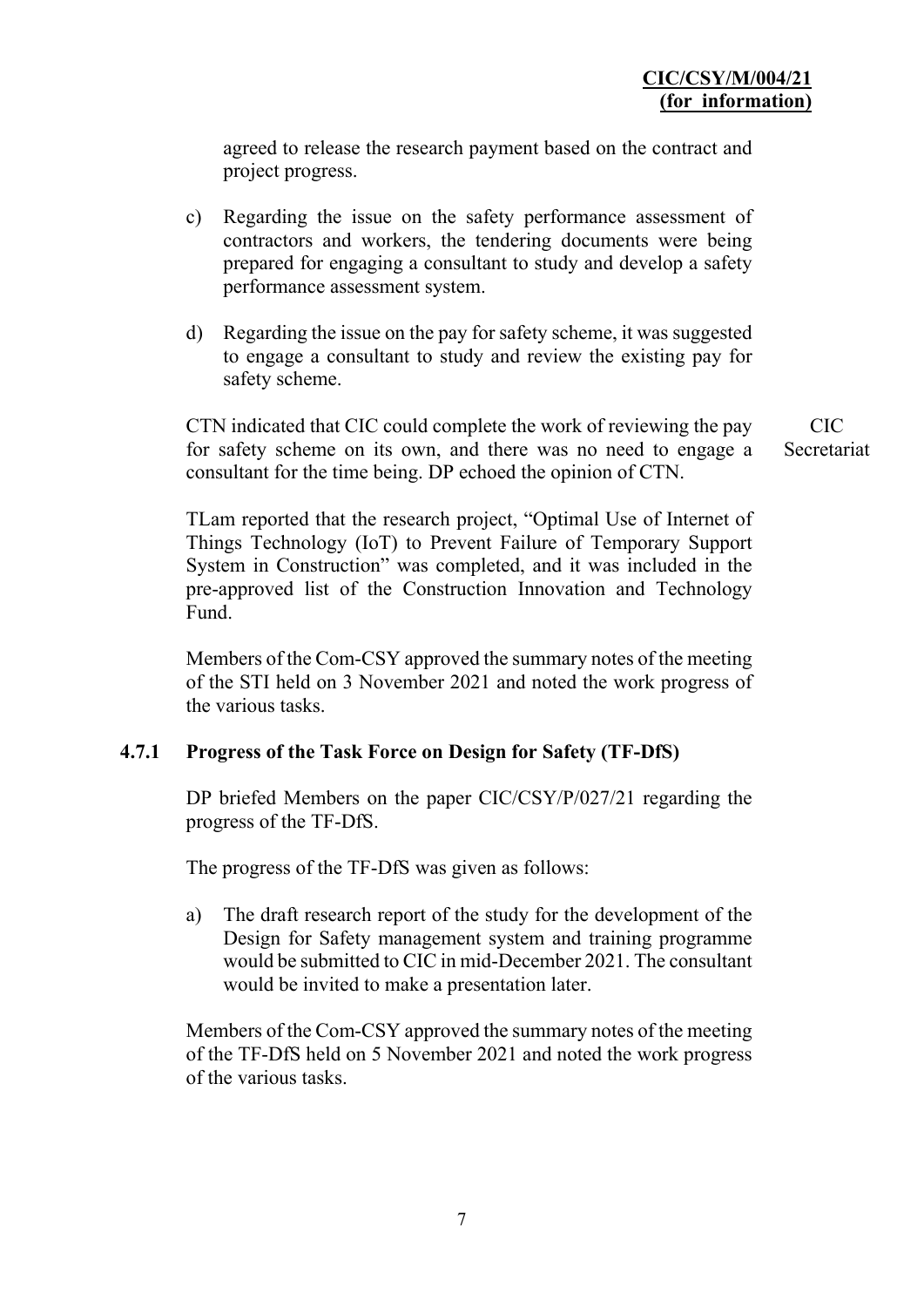agreed to release the research payment based on the contract and project progress.

c) Regarding the issue on the safety performance assessment of contractors and workers, the tendering documents were being prepared for engaging a consultant to study and develop a safety performance assessment system.

d) Regarding the issue on the pay for safety scheme, it was suggested to engage a consultant to study and review the existing pay for safety scheme.

CTN indicated that CIC could complete the work of reviewing the pay for safety scheme on its own, and there was no need to engage a consultant for the time being. DP echoed the opinion of CTN. **CIC Secretariat**

TLam reported that the research project, "Optimal Use of Internet of Things Technology (IoT) to Prevent Failure of Temporary Support System in Construction" was completed, and it was included in the pre-approved list of the Construction Innovation and Technology Fund.

Members of the Com-CSY approved the summary notes of the meeting of the STI held on 3 November 2021 and noted the work progress of the various tasks.

### 4.7.1 Progress of the Task Force on Design for Safety (TF-DfS)

DP briefed Members on the paper CIC/CSY/P/027/21 regarding the progress of the TF-DfS.

The progress of the TF-DfS was given as follows:

a) The draft research report of the study for the development of the Design for Safety management system and training programme would be submitted to CIC in mid-December 2021. The consultant would be invited to make a presentation later.

Members of the Com-CSY approved the summary notes of the meeting of the TF-DfS held on 5 November 2021 and noted the work progress of the various tasks.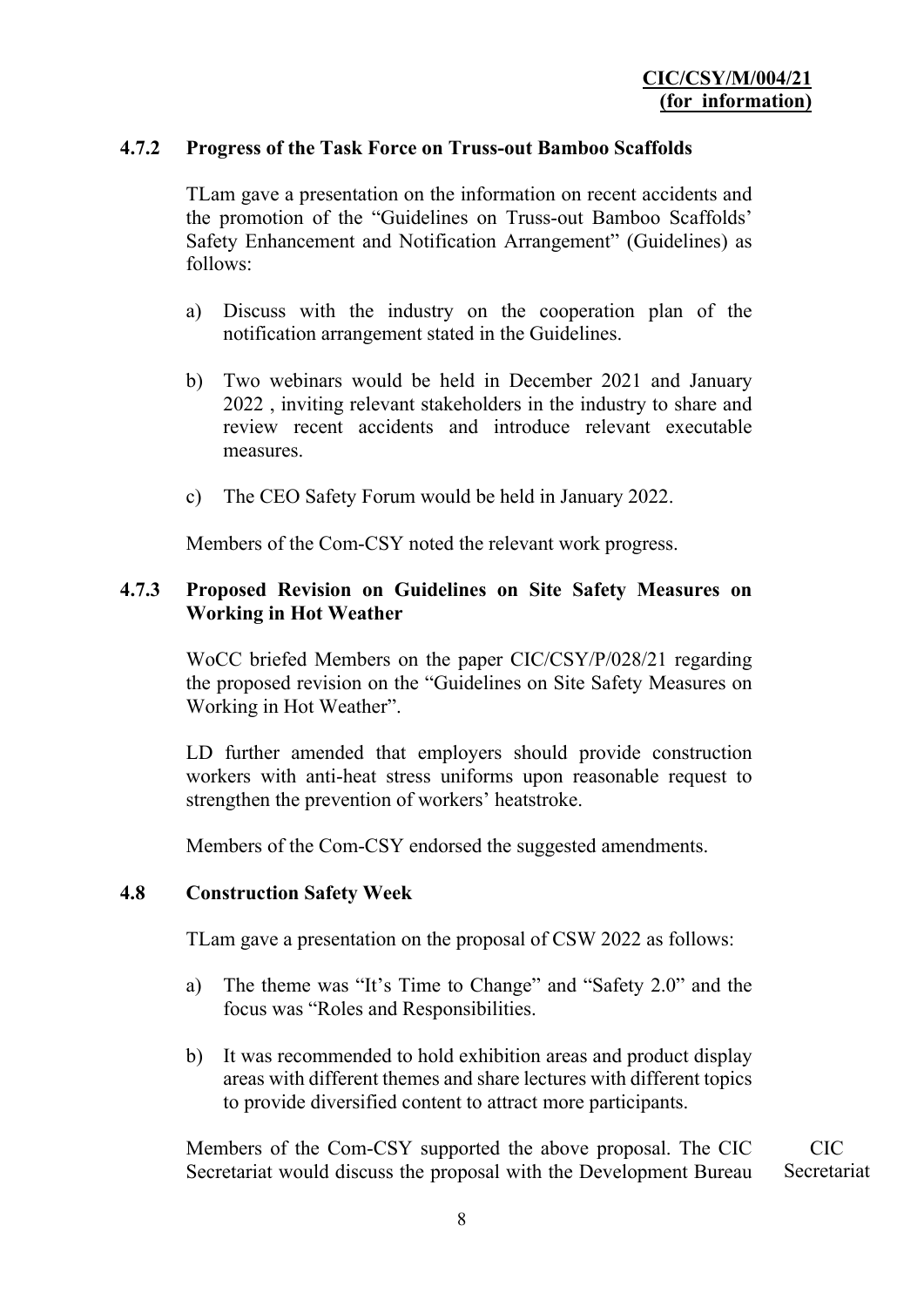**CIC/CSY/M/004/21**
**(for information)**

### 4.7.2 Progress of the Task Force on Truss-out Bamboo Scaffolds

TLam gave a presentation on the information on recent accidents and the promotion of the "Guidelines on Truss-out Bamboo Scaffolds' Safety Enhancement and Notification Arrangement" (Guidelines) as follows:

a) Discuss with the industry on the cooperation plan of the notification arrangement stated in the Guidelines.

b) Two webinars would be held in December 2021 and January 2022 , inviting relevant stakeholders in the industry to share and review recent accidents and introduce relevant executable measures.

c) The CEO Safety Forum would be held in January 2022.

Members of the Com-CSY noted the relevant work progress.

### 4.7.3 Proposed Revision on Guidelines on Site Safety Measures on Working in Hot Weather

WoCC briefed Members on the paper CIC/CSY/P/028/21 regarding the proposed revision on the "Guidelines on Site Safety Measures on Working in Hot Weather".

LD further amended that employers should provide construction workers with anti-heat stress uniforms upon reasonable request to strengthen the prevention of workers' heatstroke.

Members of the Com-CSY endorsed the suggested amendments.

### 4.8 Construction Safety Week

TLam gave a presentation on the proposal of CSW 2022 as follows:

a) The theme was "It's Time to Change" and "Safety 2.0" and the focus was "Roles and Responsibilities.

b) It was recommended to hold exhibition areas and product display areas with different themes and share lectures with different topics to provide diversified content to attract more participants.

Members of the Com-CSY supported the above proposal. The CIC Secretariat would discuss the proposal with the Development Bureau

CIC Secretariat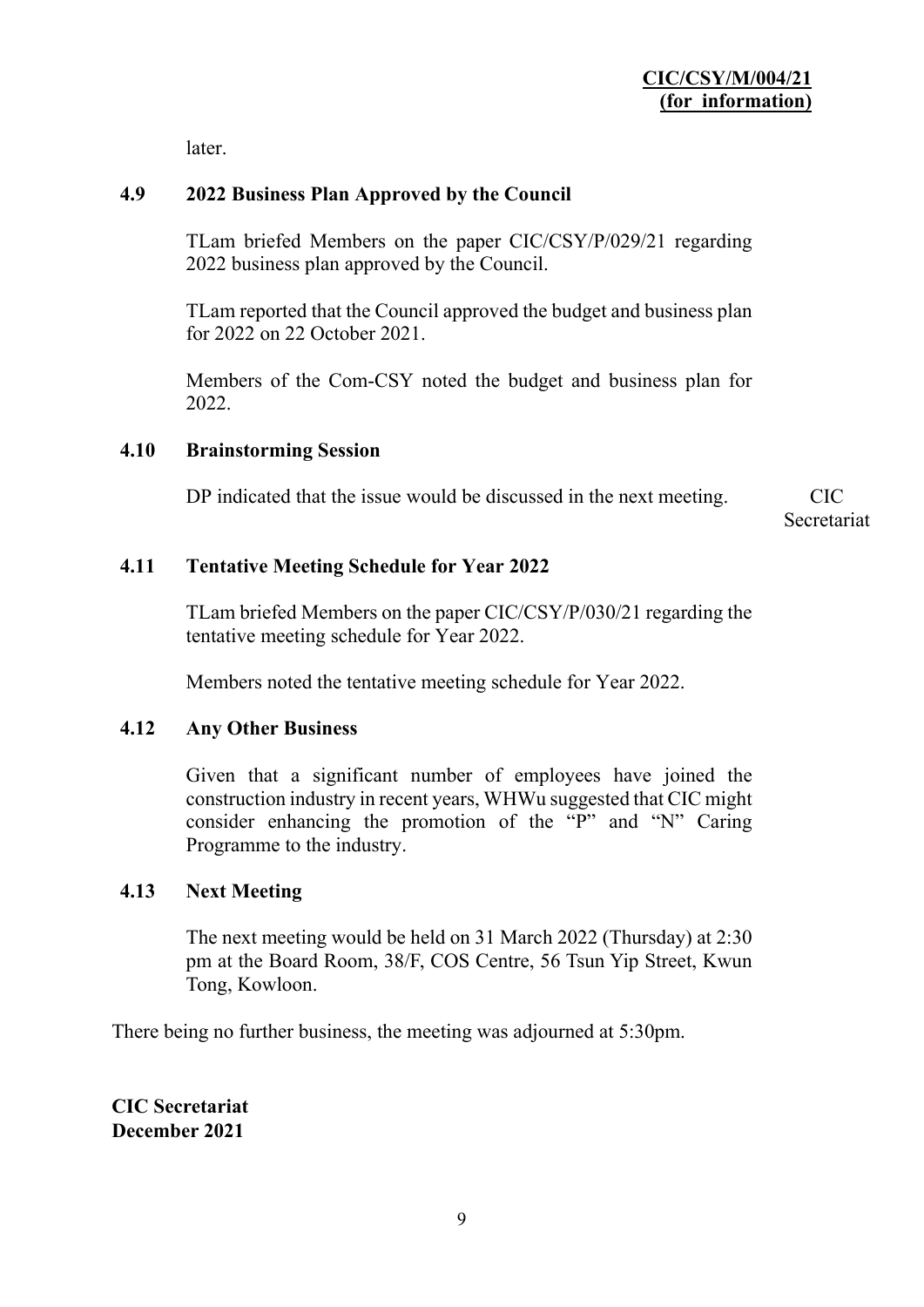**CIC/CSY/M/004/21**
**(for information)**

later.

**4.9 2022 Business Plan Approved by the Council**

TLam briefed Members on the paper CIC/CSY/P/029/21 regarding 2022 business plan approved by the Council.

TLam reported that the Council approved the budget and business plan for 2022 on 22 October 2021.

Members of the Com-CSY noted the budget and business plan for 2022.

**4.10 Brainstorming Session**

DP indicated that the issue would be discussed in the next meeting. — CIC Secretariat

**4.11 Tentative Meeting Schedule for Year 2022**

TLam briefed Members on the paper CIC/CSY/P/030/21 regarding the tentative meeting schedule for Year 2022.

Members noted the tentative meeting schedule for Year 2022.

**4.12 Any Other Business**

Given that a significant number of employees have joined the construction industry in recent years, WHWu suggested that CIC might consider enhancing the promotion of the "P" and "N" Caring Programme to the industry.

**4.13 Next Meeting**

The next meeting would be held on 31 March 2022 (Thursday) at 2:30 pm at the Board Room, 38/F, COS Centre, 56 Tsun Yip Street, Kwun Tong, Kowloon.

There being no further business, the meeting was adjourned at 5:30pm.

**CIC Secretariat**
**December 2021**